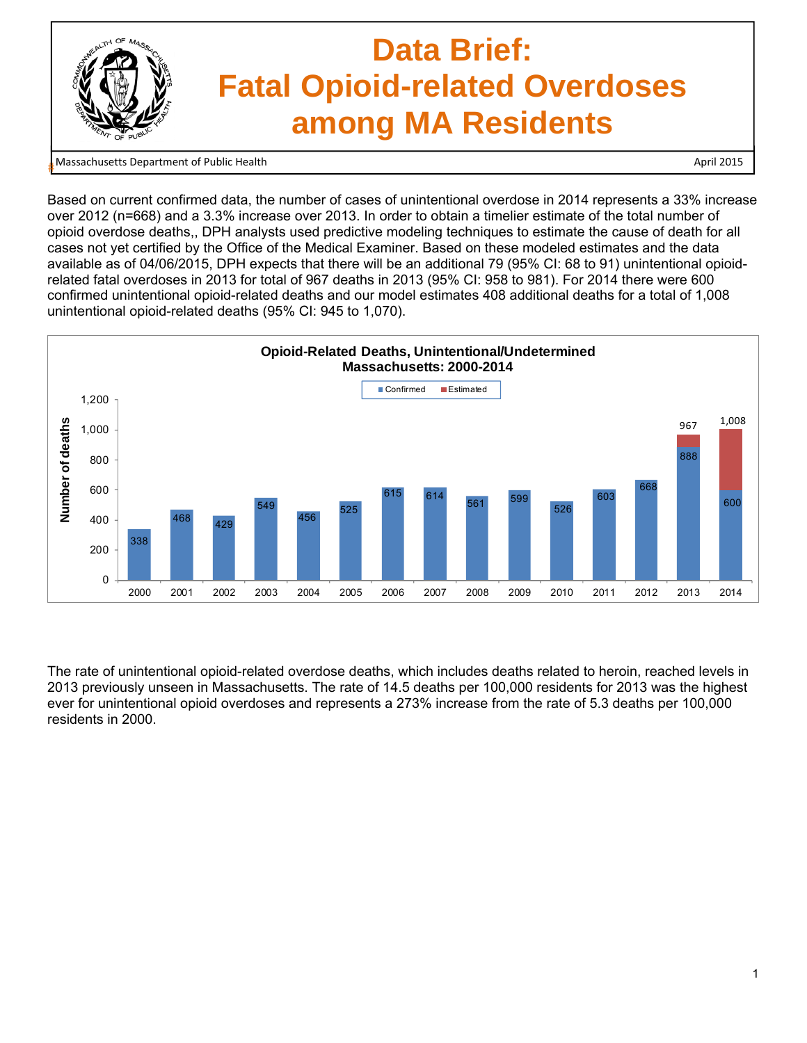# Data Brief: Fatal Opioid-related Overdoses among MA Residents

Massachusetts Department of Public Health

April 2015

Based on current confirmed data, the number of cases of unintentional overdose in 2014 represents a 33% increase over 2012 (n=668) and a 3.3% increase over 2013. In order to obtain a timelier estimate of the total number of opioid overdose deaths,, DPH analysts used predictive modeling techniques to estimate the cause of death for all cases not yet certified by the Office of the Medical Examiner. Based on these modeled estimates and the data available as of 04/06/2015, DPH expects that there will be an additional 79 (95% CI: 68 to 91) unintentional opioid-related fatal overdoses in 2013 for total of 967 deaths in 2013 (95% CI: 958 to 981). For 2014 there were 600 confirmed unintentional opioid-related deaths and our model estimates 408 additional deaths for a total of 1,008 unintentional opioid-related deaths (95% CI: 945 to 1,070).

**Opioid-Related Deaths, Unintentional/Undetermined Massachusetts: 2000-2014**

| Year | Confirmed | Total (Confirmed + Estimated) |
|---|---|---|
| 2000 | 338 | |
| 2001 | 468 | |
| 2002 | 429 | |
| 2003 | 549 | |
| 2004 | 456 | |
| 2005 | 525 | |
| 2006 | 615 | |
| 2007 | 614 | |
| 2008 | 561 | |
| 2009 | 599 | |
| 2010 | 526 | |
| 2011 | 603 | |
| 2012 | 668 | |
| 2013 | 888 | 967 |
| 2014 | 600 | 1,008 |

The rate of unintentional opioid-related overdose deaths, which includes deaths related to heroin, reached levels in 2013 previously unseen in Massachusetts. The rate of 14.5 deaths per 100,000 residents for 2013 was the highest ever for unintentional opioid overdoses and represents a 273% increase from the rate of 5.3 deaths per 100,000 residents in 2000.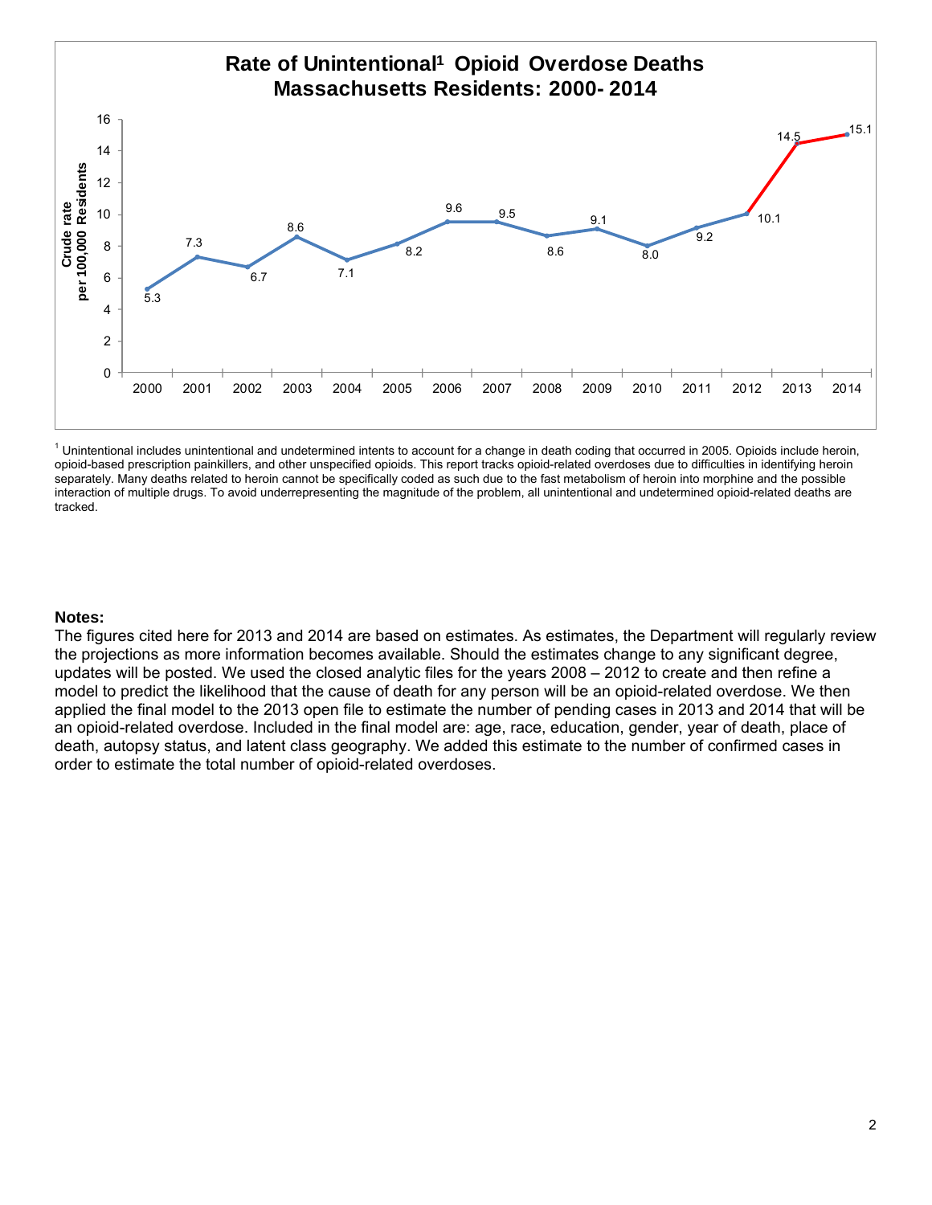## Rate of Unintentional[1] Opioid Overdose Deaths Massachusetts Residents: 2000- 2014

| Year | Crude rate per 100,000 Residents |
|---|---|
| 2000 | 5.3 |
| 2001 | 7.3 |
| 2002 | 6.7 |
| 2003 | 8.6 |
| 2004 | 7.1 |
| 2005 | 8.2 |
| 2006 | 9.6 |
| 2007 | 9.5 |
| 2008 | 8.6 |
| 2009 | 9.1 |
| 2010 | 8.0 |
| 2011 | 9.2 |
| 2012 | 10.1 |
| 2013 | 14.5 |
| 2014 | 15.1 |

[1] Unintentional includes unintentional and undetermined intents to account for a change in death coding that occurred in 2005. Opioids include heroin, opioid-based prescription painkillers, and other unspecified opioids. This report tracks opioid-related overdoses due to difficulties in identifying heroin separately. Many deaths related to heroin cannot be specifically coded as such due to the fast metabolism of heroin into morphine and the possible interaction of multiple drugs. To avoid underrepresenting the magnitude of the problem, all unintentional and undetermined opioid-related deaths are tracked.

**Notes:**

The figures cited here for 2013 and 2014 are based on estimates. As estimates, the Department will regularly review the projections as more information becomes available. Should the estimates change to any significant degree, updates will be posted. We used the closed analytic files for the years 2008 – 2012 to create and then refine a model to predict the likelihood that the cause of death for any person will be an opioid-related overdose. We then applied the final model to the 2013 open file to estimate the number of pending cases in 2013 and 2014 that will be an opioid-related overdose. Included in the final model are: age, race, education, gender, year of death, place of death, autopsy status, and latent class geography. We added this estimate to the number of confirmed cases in order to estimate the total number of opioid-related overdoses.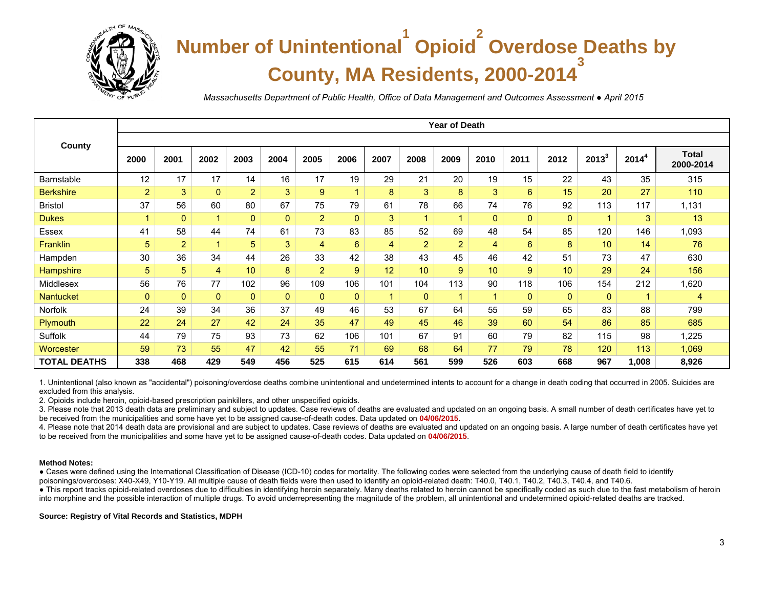# Number of Unintentional[1] Opioid[2] Overdose Deaths by County, MA Residents, 2000-2014[3]

*Massachusetts Department of Public Health, Office of Data Management and Outcomes Assessment ● April 2015*

| County | Year of Death | | | | | | | | | | | | | | | |
|---|---|---|---|---|---|---|---|---|---|---|---|---|---|---|---|---|
| | 2000 | 2001 | 2002 | 2003 | 2004 | 2005 | 2006 | 2007 | 2008 | 2009 | 2010 | 2011 | 2012 | 2013[3] | 2014[4] | Total 2000-2014 |
| Barnstable | 12 | 17 | 17 | 14 | 16 | 17 | 19 | 29 | 21 | 20 | 19 | 15 | 22 | 43 | 35 | 315 |
| Berkshire | 2 | 3 | 0 | 2 | 3 | 9 | 1 | 8 | 3 | 8 | 3 | 6 | 15 | 20 | 27 | 110 |
| Bristol | 37 | 56 | 60 | 80 | 67 | 75 | 79 | 61 | 78 | 66 | 74 | 76 | 92 | 113 | 117 | 1,131 |
| Dukes | 1 | 0 | 1 | 0 | 0 | 2 | 0 | 3 | 1 | 1 | 0 | 0 | 0 | 1 | 3 | 13 |
| Essex | 41 | 58 | 44 | 74 | 61 | 73 | 83 | 85 | 52 | 69 | 48 | 54 | 85 | 120 | 146 | 1,093 |
| Franklin | 5 | 2 | 1 | 5 | 3 | 4 | 6 | 4 | 2 | 2 | 4 | 6 | 8 | 10 | 14 | 76 |
| Hampden | 30 | 36 | 34 | 44 | 26 | 33 | 42 | 38 | 43 | 45 | 46 | 42 | 51 | 73 | 47 | 630 |
| Hampshire | 5 | 5 | 4 | 10 | 8 | 2 | 9 | 12 | 10 | 9 | 10 | 9 | 10 | 29 | 24 | 156 |
| Middlesex | 56 | 76 | 77 | 102 | 96 | 109 | 106 | 101 | 104 | 113 | 90 | 118 | 106 | 154 | 212 | 1,620 |
| Nantucket | 0 | 0 | 0 | 0 | 0 | 0 | 0 | 1 | 0 | 1 | 1 | 0 | 0 | 0 | 1 | 4 |
| Norfolk | 24 | 39 | 34 | 36 | 37 | 49 | 46 | 53 | 67 | 64 | 55 | 59 | 65 | 83 | 88 | 799 |
| Plymouth | 22 | 24 | 27 | 42 | 24 | 35 | 47 | 49 | 45 | 46 | 39 | 60 | 54 | 86 | 85 | 685 |
| Suffolk | 44 | 79 | 75 | 93 | 73 | 62 | 106 | 101 | 67 | 91 | 60 | 79 | 82 | 115 | 98 | 1,225 |
| Worcester | 59 | 73 | 55 | 47 | 42 | 55 | 71 | 69 | 68 | 64 | 77 | 79 | 78 | 120 | 113 | 1,069 |
| **TOTAL DEATHS** | **338** | **468** | **429** | **549** | **456** | **525** | **615** | **614** | **561** | **599** | **526** | **603** | **668** | **967** | **1,008** | **8,926** |

1. Unintentional (also known as "accidental") poisoning/overdose deaths combine unintentional and undetermined intents to account for a change in death coding that occurred in 2005. Suicides are excluded from this analysis.
2. Opioids include heroin, opioid-based prescription painkillers, and other unspecified opioids.
3. Please note that 2013 death data are preliminary and subject to updates. Case reviews of deaths are evaluated and updated on an ongoing basis. A small number of death certificates have yet to be received from the municipalities and some have yet to be assigned cause-of-death codes. Data updated on **04/06/2015**.
4. Please note that 2014 death data are provisional and are subject to updates. Case reviews of deaths are evaluated and updated on an ongoing basis. A large number of death certificates have yet to be received from the municipalities and some have yet to be assigned cause-of-death codes. Data updated on **04/06/2015**.

**Method Notes:**

- Cases were defined using the International Classification of Disease (ICD-10) codes for mortality. The following codes were selected from the underlying cause of death field to identify poisonings/overdoses: X40-X49, Y10-Y19. All multiple cause of death fields were then used to identify an opioid-related death: T40.0, T40.1, T40.2, T40.3, T40.4, and T40.6.
- This report tracks opioid-related overdoses due to difficulties in identifying heroin separately. Many deaths related to heroin cannot be specifically coded as such due to the fast metabolism of heroin into morphine and the possible interaction of multiple drugs. To avoid underrepresenting the magnitude of the problem, all unintentional and undetermined opioid-related deaths are tracked.

**Source: Registry of Vital Records and Statistics, MDPH**